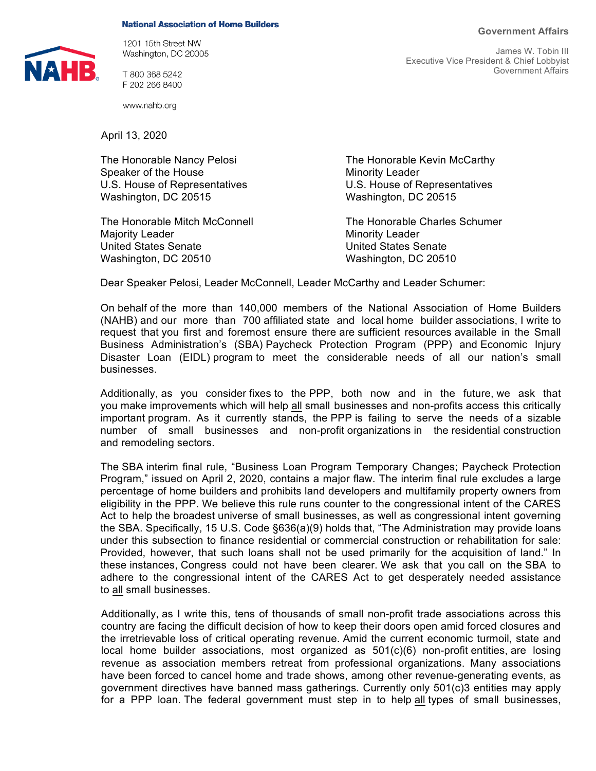**National Association of Home Builders**

1201 15th Street NW
Washington, DC 20005

T 800 368 5242
F 202 266 8400

www.nahb.org

**Government Affairs**

James W. Tobin III
Executive Vice President & Chief Lobbyist
Government Affairs

April 13, 2020

The Honorable Nancy Pelosi
Speaker of the House
U.S. House of Representatives
Washington, DC 20515

The Honorable Kevin McCarthy
Minority Leader
U.S. House of Representatives
Washington, DC 20515

The Honorable Mitch McConnell
Majority Leader
United States Senate
Washington, DC 20510

The Honorable Charles Schumer
Minority Leader
United States Senate
Washington, DC 20510

Dear Speaker Pelosi, Leader McConnell, Leader McCarthy and Leader Schumer:

On behalf of the more than 140,000 members of the National Association of Home Builders (NAHB) and our more than 700 affiliated state and local home builder associations, I write to request that you first and foremost ensure there are sufficient resources available in the Small Business Administration's (SBA) Paycheck Protection Program (PPP) and Economic Injury Disaster Loan (EIDL) program to meet the considerable needs of all our nation's small businesses.

Additionally, as you consider fixes to the PPP, both now and in the future, we ask that you make improvements which will help <u>all</u> small businesses and non-profits access this critically important program. As it currently stands, the PPP is failing to serve the needs of a sizable number of small businesses and non-profit organizations in the residential construction and remodeling sectors.

The SBA interim final rule, "Business Loan Program Temporary Changes; Paycheck Protection Program," issued on April 2, 2020, contains a major flaw. The interim final rule excludes a large percentage of home builders and prohibits land developers and multifamily property owners from eligibility in the PPP. We believe this rule runs counter to the congressional intent of the CARES Act to help the broadest universe of small businesses, as well as congressional intent governing the SBA. Specifically, 15 U.S. Code §636(a)(9) holds that, "The Administration may provide loans under this subsection to finance residential or commercial construction or rehabilitation for sale: Provided, however, that such loans shall not be used primarily for the acquisition of land." In these instances, Congress could not have been clearer. We ask that you call on the SBA to adhere to the congressional intent of the CARES Act to get desperately needed assistance to <u>all</u> small businesses.

Additionally, as I write this, tens of thousands of small non-profit trade associations across this country are facing the difficult decision of how to keep their doors open amid forced closures and the irretrievable loss of critical operating revenue. Amid the current economic turmoil, state and local home builder associations, most organized as 501(c)(6) non-profit entities, are losing revenue as association members retreat from professional organizations. Many associations have been forced to cancel home and trade shows, among other revenue-generating events, as government directives have banned mass gatherings. Currently only 501(c)3 entities may apply for a PPP loan. The federal government must step in to help <u>all</u> types of small businesses,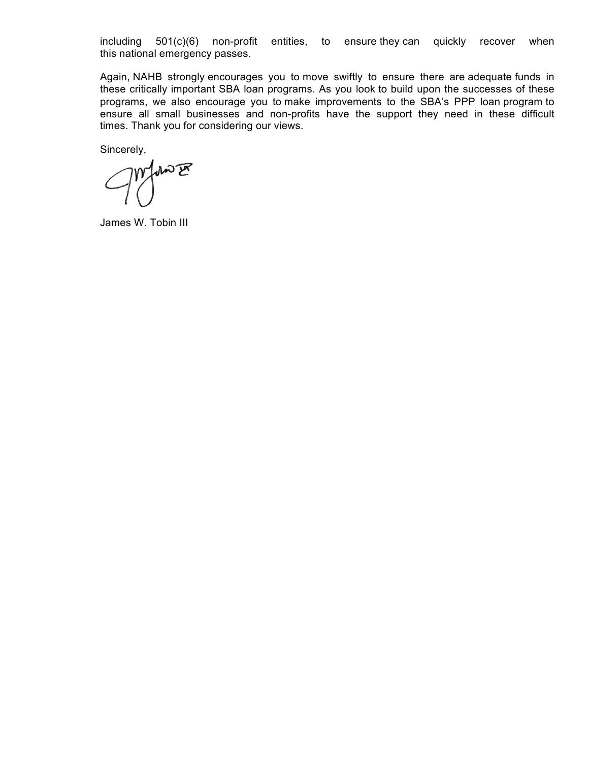including 501(c)(6) non-profit entities, to ensure they can quickly recover when this national emergency passes.

Again, NAHB strongly encourages you to move swiftly to ensure there are adequate funds in these critically important SBA loan programs. As you look to build upon the successes of these programs, we also encourage you to make improvements to the SBA's PPP loan program to ensure all small businesses and non-profits have the support they need in these difficult times. Thank you for considering our views.

Sincerely,

James W. Tobin III